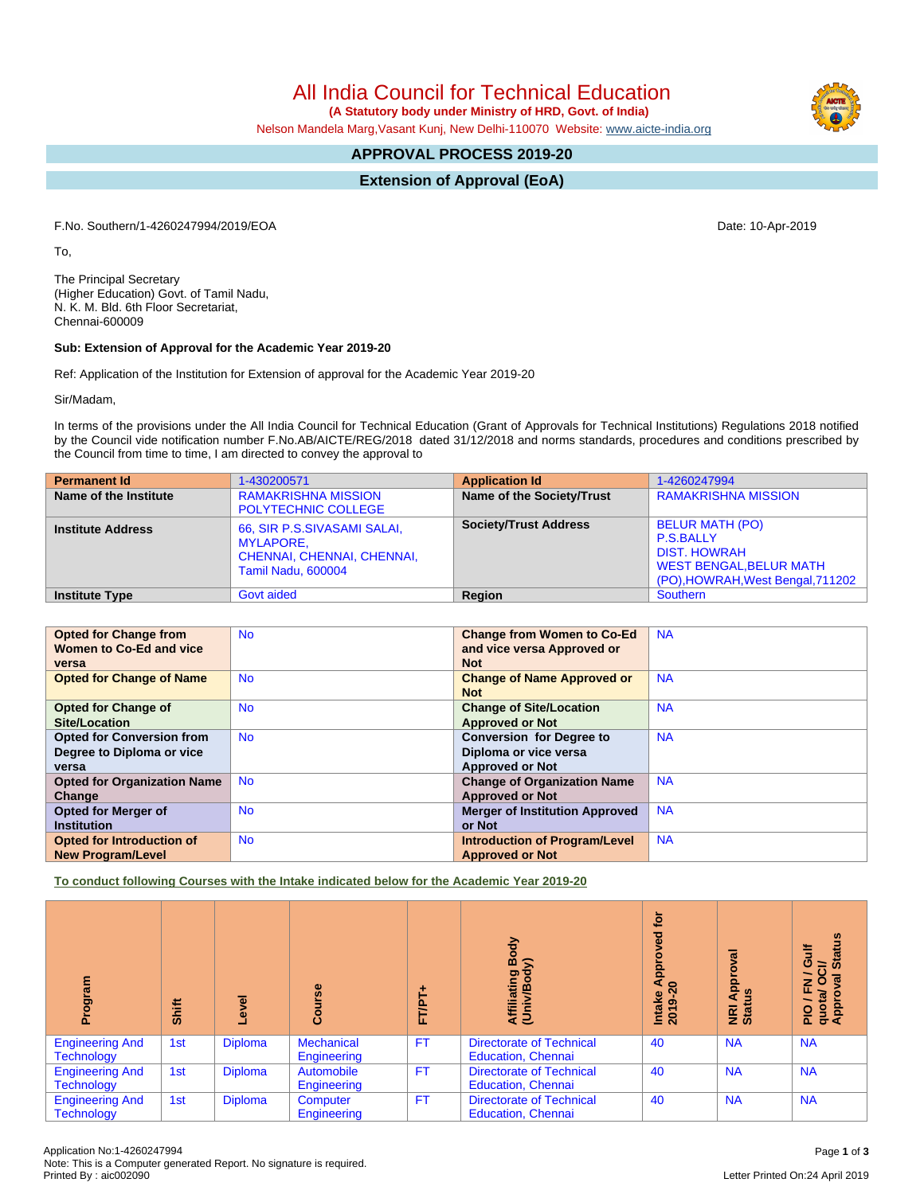# All India Council for Technical Education

**(A Statutory body under Ministry of HRD, Govt. of India)**

Nelson Mandela Marg,Vasant Kunj, New Delhi-110070 Website: www.aicte-india.org

## APPROVAL PROCESS 2019-20

## Extension of Approval (EoA)

F.No. Southern/1-4260247994/2019/EOA

Date: 10-Apr-2019

To,

The Principal Secretary
(Higher Education) Govt. of Tamil Nadu,
N. K. M. Bld. 6th Floor Secretariat,
Chennai-600009

**Sub: Extension of Approval for the Academic Year 2019-20**

Ref: Application of the Institution for Extension of approval for the Academic Year 2019-20

Sir/Madam,

In terms of the provisions under the All India Council for Technical Education (Grant of Approvals for Technical Institutions) Regulations 2018 notified by the Council vide notification number F.No.AB/AICTE/REG/2018 dated 31/12/2018 and norms standards, procedures and conditions prescribed by the Council from time to time, I am directed to convey the approval to

| **Permanent Id** | 1-430200571 | **Application Id** | 1-4260247994 |
|---|---|---|---|
| **Name of the Institute** | RAMAKRISHNA MISSION POLYTECHNIC COLLEGE | **Name of the Society/Trust** | RAMAKRISHNA MISSION |
| **Institute Address** | 66, SIR P.S.SIVASAMI SALAI, MYLAPORE, CHENNAI, CHENNAI, CHENNAI, Tamil Nadu, 600004 | **Society/Trust Address** | BELUR MATH (PO) P.S.BALLY DIST. HOWRAH WEST BENGAL,BELUR MATH (PO),HOWRAH,West Bengal,711202 |
| **Institute Type** | Govt aided | **Region** | Southern |

| | | | |
|---|---|---|---|
| **Opted for Change from Women to Co-Ed and vice versa** | No | **Change from Women to Co-Ed and vice versa Approved or Not** | NA |
| **Opted for Change of Name** | No | **Change of Name Approved or Not** | NA |
| **Opted for Change of Site/Location** | No | **Change of Site/Location Approved or Not** | NA |
| **Opted for Conversion from Degree to Diploma or vice versa** | No | **Conversion for Degree to Diploma or vice versa Approved or Not** | NA |
| **Opted for Organization Name Change** | No | **Change of Organization Name Approved or Not** | NA |
| **Opted for Merger of Institution** | No | **Merger of Institution Approved or Not** | NA |
| **Opted for Introduction of New Program/Level** | No | **Introduction of Program/Level Approved or Not** | NA |

**To conduct following Courses with the Intake indicated below for the Academic Year 2019-20**

| Program | Shift | Level | Course | FT/PT+ | Affiliating Body (Univ/Body) | Intake Approved for 2019-20 | NRI Approval Status | PIO / FN / Gulf quota/ OCI/ Approval Status |
|---|---|---|---|---|---|---|---|---|
| Engineering And Technology | 1st | Diploma | Mechanical Engineering | FT | Directorate of Technical Education, Chennai | 40 | NA | NA |
| Engineering And Technology | 1st | Diploma | Automobile Engineering | FT | Directorate of Technical Education, Chennai | 40 | NA | NA |
| Engineering And Technology | 1st | Diploma | Computer Engineering | FT | Directorate of Technical Education, Chennai | 40 | NA | NA |

Application No:1-4260247994
Note: This is a Computer generated Report. No signature is required.
Printed By : aic002090

Letter Printed On:24 April 2019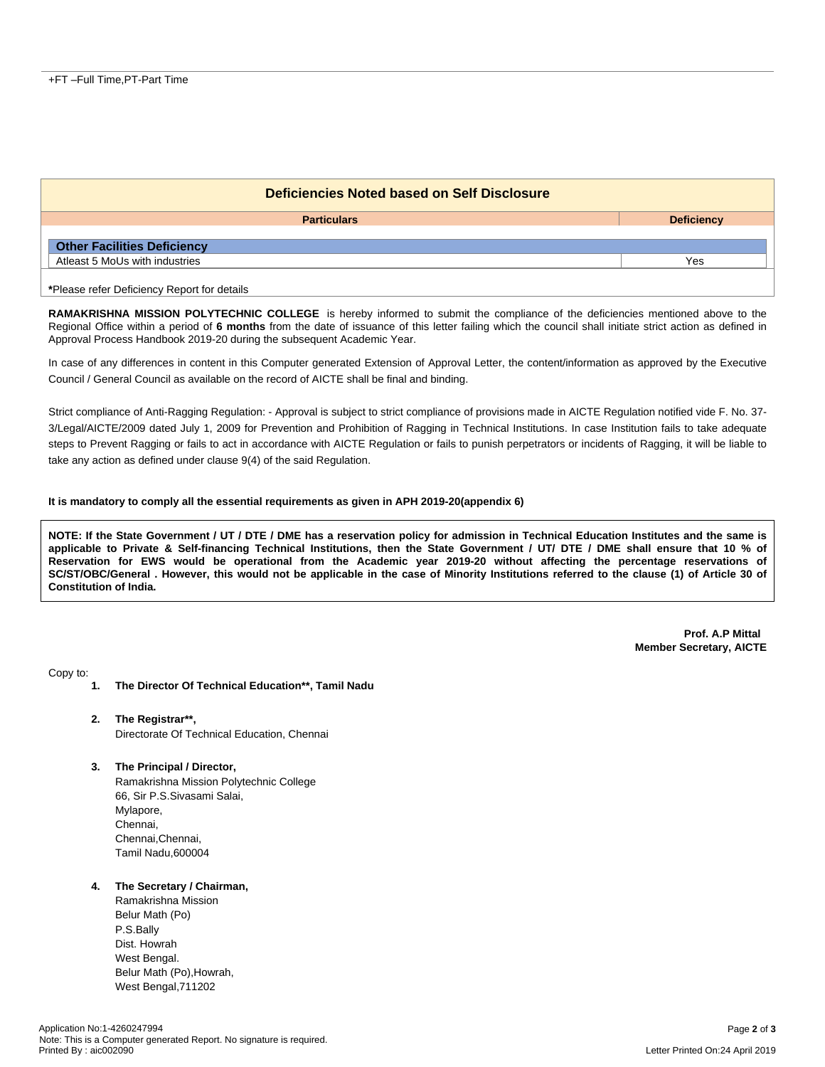+FT –Full Time,PT-Part Time

## Deficiencies Noted based on Self Disclosure

| Particulars | Deficiency |
|---|---|
| **Other Facilities Deficiency** | |
| Atleast 5 MoUs with industries | Yes |

***Please refer Deficiency Report for details**

**RAMAKRISHNA MISSION POLYTECHNIC COLLEGE** is hereby informed to submit the compliance of the deficiencies mentioned above to the Regional Office within a period of **6 months** from the date of issuance of this letter failing which the council shall initiate strict action as defined in Approval Process Handbook 2019-20 during the subsequent Academic Year.

In case of any differences in content in this Computer generated Extension of Approval Letter, the content/information as approved by the Executive Council / General Council as available on the record of AICTE shall be final and binding.

Strict compliance of Anti-Ragging Regulation: - Approval is subject to strict compliance of provisions made in AICTE Regulation notified vide F. No. 37-3/Legal/AICTE/2009 dated July 1, 2009 for Prevention and Prohibition of Ragging in Technical Institutions. In case Institution fails to take adequate steps to Prevent Ragging or fails to act in accordance with AICTE Regulation or fails to punish perpetrators or incidents of Ragging, it will be liable to take any action as defined under clause 9(4) of the said Regulation.

**It is mandatory to comply all the essential requirements as given in APH 2019-20(appendix 6)**

**NOTE: If the State Government / UT / DTE / DME has a reservation policy for admission in Technical Education Institutes and the same is applicable to Private & Self-financing Technical Institutions, then the State Government / UT/ DTE / DME shall ensure that 10 % of Reservation for EWS would be operational from the Academic year 2019-20 without affecting the percentage reservations of SC/ST/OBC/General . However, this would not be applicable in the case of Minority Institutions referred to the clause (1) of Article 30 of Constitution of India.**

**Prof. A.P Mittal**
**Member Secretary, AICTE**

Copy to:

1. **The Director Of Technical Education**, Tamil Nadu**

2. **The Registrar**,**
   Directorate Of Technical Education, Chennai

3. **The Principal / Director,**
   Ramakrishna Mission Polytechnic College
   66, Sir P.S.Sivasami Salai,
   Mylapore,
   Chennai,
   Chennai,Chennai,
   Tamil Nadu,600004

4. **The Secretary / Chairman,**
   Ramakrishna Mission
   Belur Math (Po)
   P.S.Bally
   Dist. Howrah
   West Bengal.
   Belur Math (Po),Howrah,
   West Bengal,711202

Application No:1-4260247994
Note: This is a Computer generated Report. No signature is required.
Printed By : aic002090

Letter Printed On:24 April 2019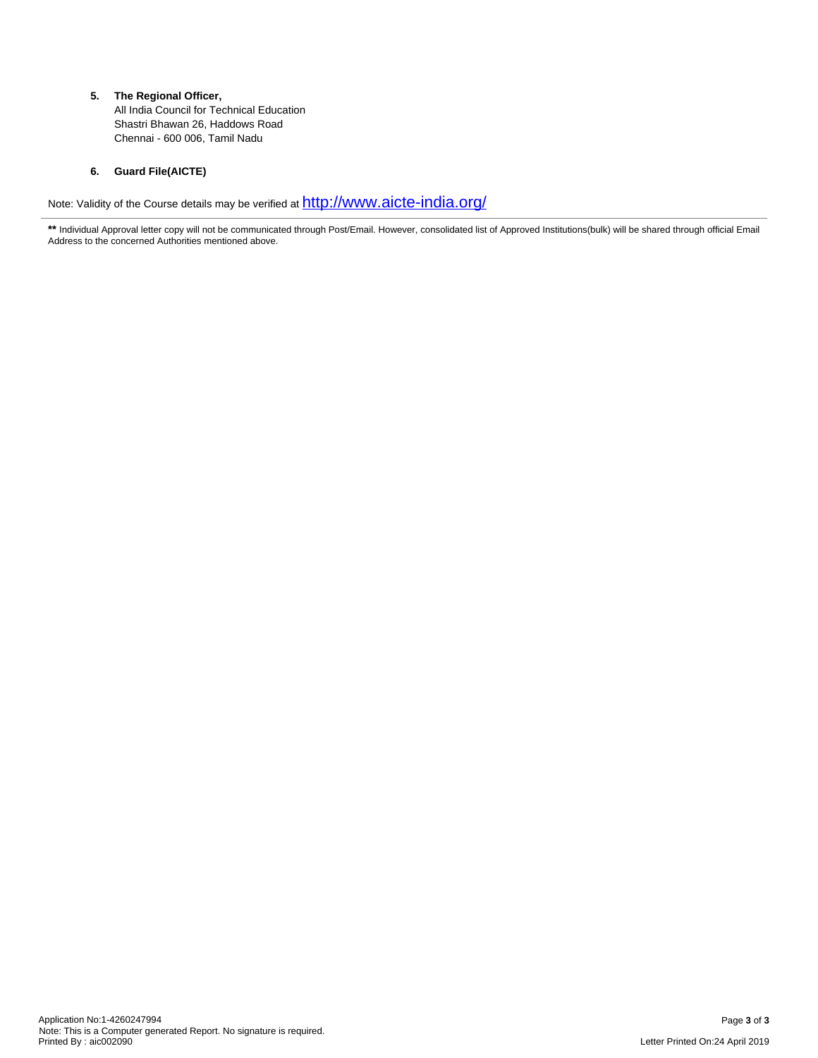5. **The Regional Officer,**
   All India Council for Technical Education
   Shastri Bhawan 26, Haddows Road
   Chennai - 600 006, Tamil Nadu

6. **Guard File(AICTE)**

Note: Validity of the Course details may be verified at http://www.aicte-india.org/

---

**** Individual Approval letter copy will not be communicated through Post/Email. However, consolidated list of Approved Institutions(bulk) will be shared through official Email Address to the concerned Authorities mentioned above.

Application No:1-4260247994
Note: This is a Computer generated Report. No signature is required.
Printed By : aic002090

Letter Printed On:24 April 2019